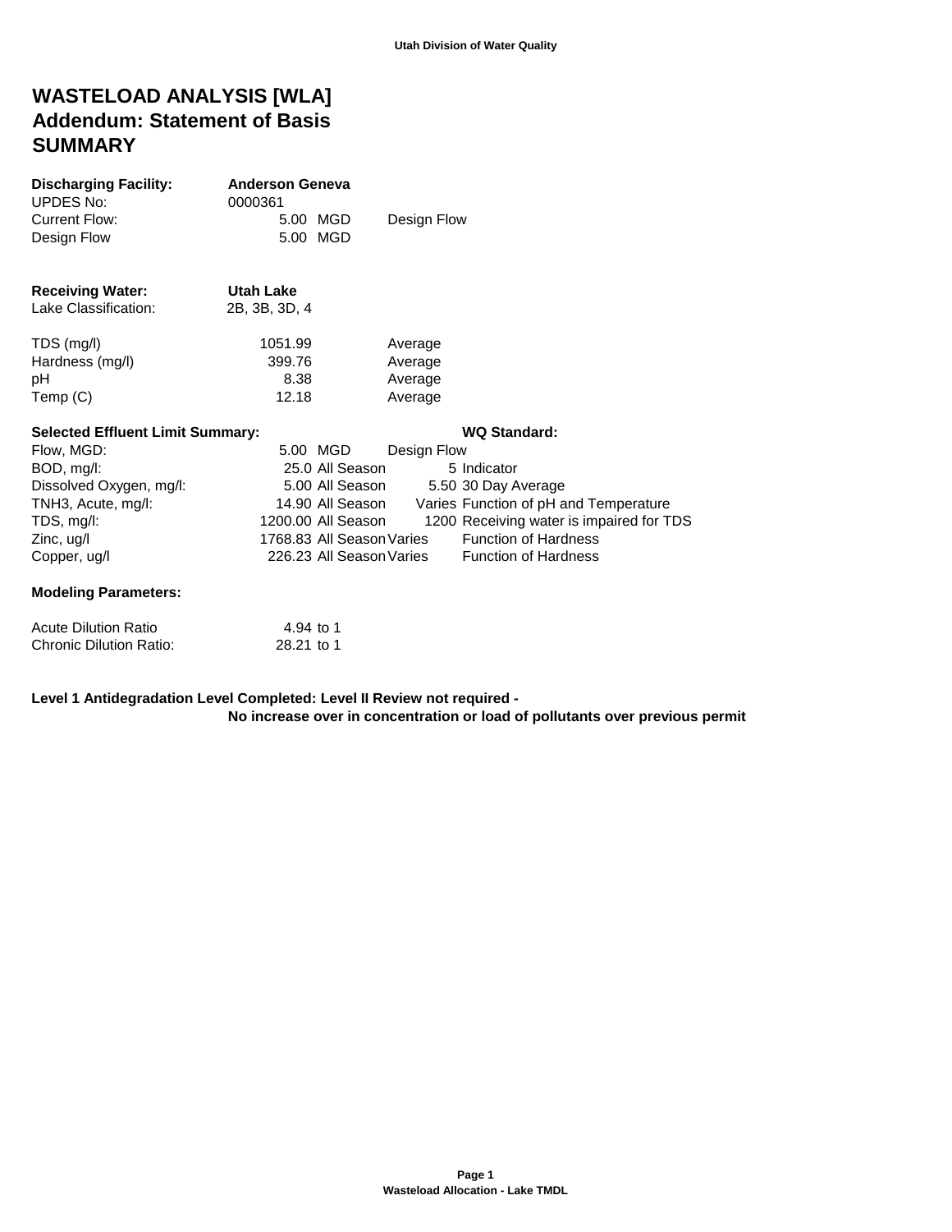Utah Division of Water Quality

# WASTELOAD ANALYSIS [WLA]
# Addendum: Statement of Basis
# SUMMARY

| | | | |
|---|---|---|---|
| **Discharging Facility:** | **Anderson Geneva** | | |
| UPDES No: | 0000361 | | |
| Current Flow: | 5.00 | MGD | Design Flow |
| Design Flow | 5.00 | MGD | |

| | | |
|---|---|---|
| **Receiving Water:** | **Utah Lake** | |
| Lake Classification: | 2B, 3B, 3D, 4 | |
| TDS (mg/l) | 1051.99 | Average |
| Hardness (mg/l) | 399.76 | Average |
| pH | 8.38 | Average |
| Temp (C) | 12.18 | Average |

| **Selected Effluent Limit Summary:** | | | **WQ Standard:** | |
|---|---|---|---|---|
| Flow, MGD: | 5.00 | MGD | Design Flow | |
| BOD, mg/l: | 25.0 | All Season | 5 | Indicator |
| Dissolved Oxygen, mg/l: | 5.00 | All Season | 5.50 | 30 Day Average |
| TNH3, Acute, mg/l: | 14.90 | All Season | Varies | Function of pH and Temperature |
| TDS, mg/l: | 1200.00 | All Season | 1200 | Receiving water is impaired for TDS |
| Zinc, ug/l | 1768.83 | All Season | Varies | Function of Hardness |
| Copper, ug/l | 226.23 | All Season | Varies | Function of Hardness |

**Modeling Parameters:**

| | |
|---|---|
| Acute Dilution Ratio | 4.94 to 1 |
| Chronic Dilution Ratio: | 28.21 to 1 |

**Level 1 Antidegradation Level Completed: Level II Review not required -**
**No increase over in concentration or load of pollutants over previous permit**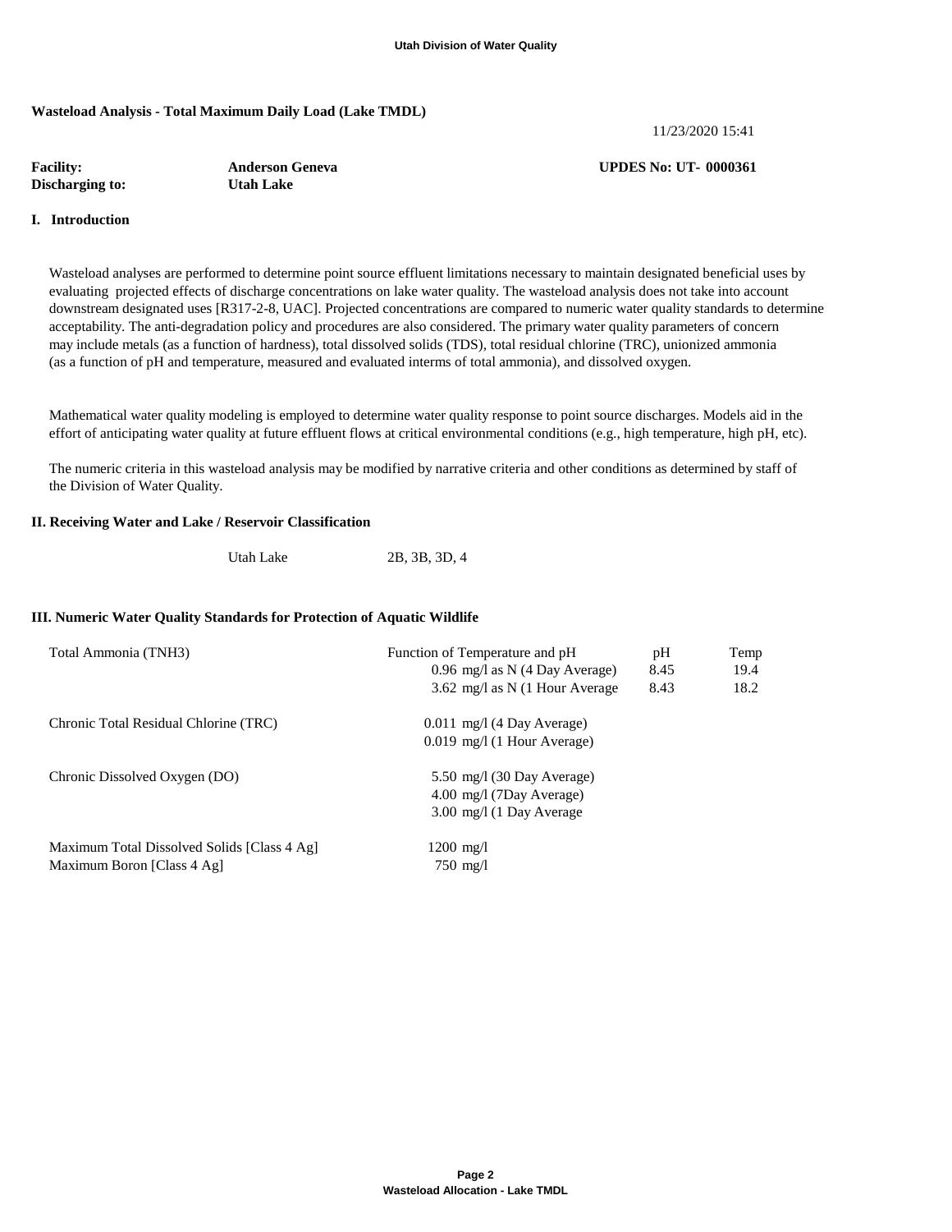**Wasteload Analysis - Total Maximum Daily Load (Lake TMDL)**

11/23/2020 15:41

| | | |
|---|---|---|
| **Facility:** | **Anderson Geneva** | **UPDES No: UT- 0000361** |
| **Discharging to:** | **Utah Lake** | |

## I. Introduction

Wasteload analyses are performed to determine point source effluent limitations necessary to maintain designated beneficial uses by evaluating projected effects of discharge concentrations on lake water quality. The wasteload analysis does not take into account downstream designated uses [R317-2-8, UAC]. Projected concentrations are compared to numeric water quality standards to determine acceptability. The anti-degradation policy and procedures are also considered. The primary water quality parameters of concern may include metals (as a function of hardness), total dissolved solids (TDS), total residual chlorine (TRC), unionized ammonia (as a function of pH and temperature, measured and evaluated interms of total ammonia), and dissolved oxygen.

Mathematical water quality modeling is employed to determine water quality response to point source discharges. Models aid in the effort of anticipating water quality at future effluent flows at critical environmental conditions (e.g., high temperature, high pH, etc).

The numeric criteria in this wasteload analysis may be modified by narrative criteria and other conditions as determined by staff of the Division of Water Quality.

## II. Receiving Water and Lake / Reservoir Classification

| | |
|---|---|
| Utah Lake | 2B, 3B, 3D, 4 |

## III. Numeric Water Quality Standards for Protection of Aquatic Wildlife

| Parameter | Standard | pH | Temp |
|---|---|---|---|
| Total Ammonia (TNH3) | Function of Temperature and pH | pH | Temp |
| | 0.96 mg/l as N (4 Day Average) | 8.45 | 19.4 |
| | 3.62 mg/l as N (1 Hour Average | 8.43 | 18.2 |
| Chronic Total Residual Chlorine (TRC) | 0.011 mg/l (4 Day Average) | | |
| | 0.019 mg/l (1 Hour Average) | | |
| Chronic Dissolved Oxygen (DO) | 5.50 mg/l (30 Day Average) | | |
| | 4.00 mg/l (7Day Average) | | |
| | 3.00 mg/l (1 Day Average | | |
| Maximum Total Dissolved Solids [Class 4 Ag] | 1200 mg/l | | |
| Maximum Boron [Class 4 Ag] | 750 mg/l | | |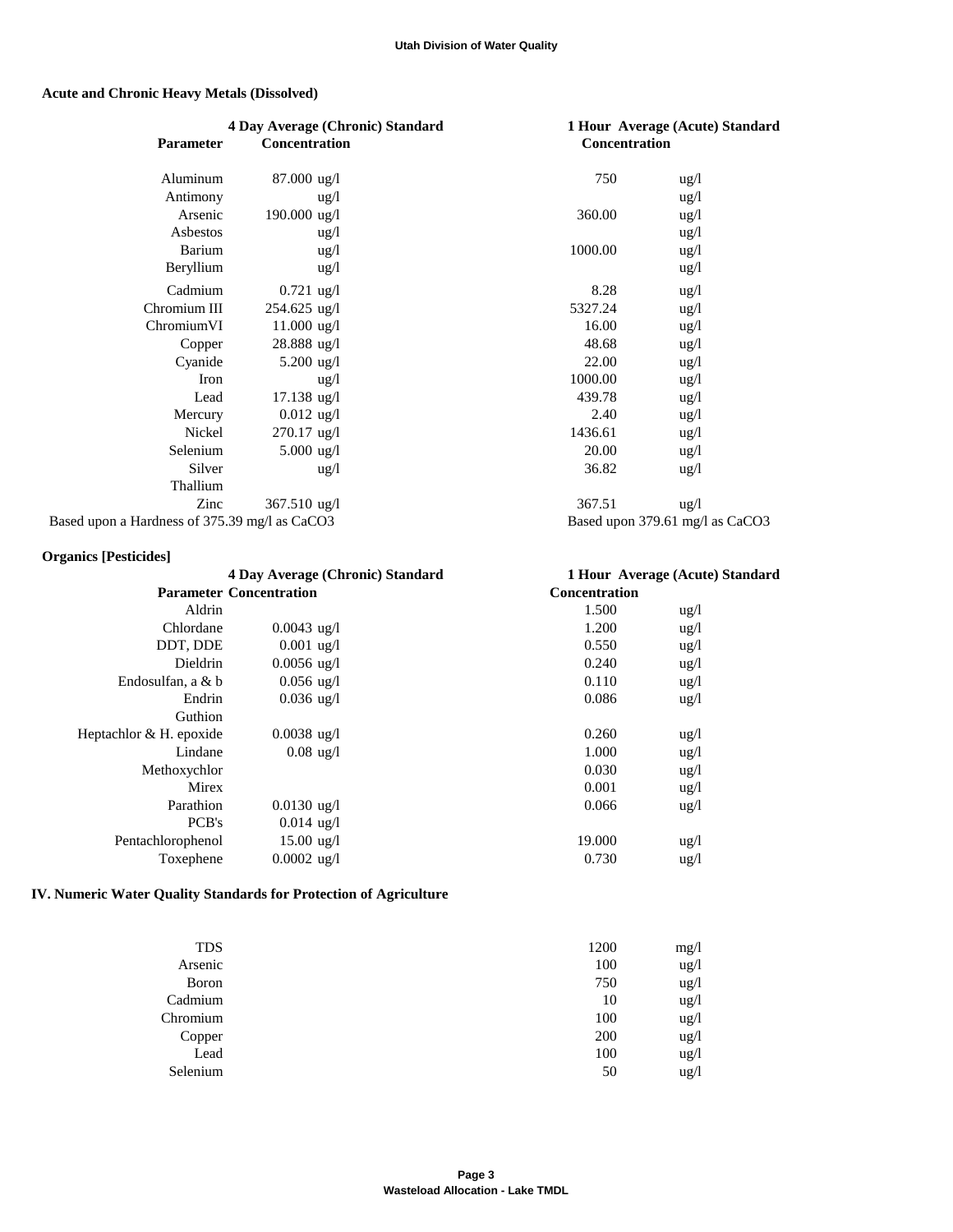**Acute and Chronic Heavy Metals (Dissolved)**

| Parameter | 4 Day Average (Chronic) Standard Concentration | | 1 Hour Average (Acute) Standard Concentration | |
|---|---|---|---|---|
| Aluminum | 87.000 | ug/l | 750 | ug/l |
| Antimony | | ug/l | | ug/l |
| Arsenic | 190.000 | ug/l | 360.00 | ug/l |
| Asbestos | | ug/l | | ug/l |
| Barium | | ug/l | 1000.00 | ug/l |
| Beryllium | | ug/l | | ug/l |
| Cadmium | 0.721 | ug/l | 8.28 | ug/l |
| Chromium III | 254.625 | ug/l | 5327.24 | ug/l |
| ChromiumVI | 11.000 | ug/l | 16.00 | ug/l |
| Copper | 28.888 | ug/l | 48.68 | ug/l |
| Cyanide | 5.200 | ug/l | 22.00 | ug/l |
| Iron | | ug/l | 1000.00 | ug/l |
| Lead | 17.138 | ug/l | 439.78 | ug/l |
| Mercury | 0.012 | ug/l | 2.40 | ug/l |
| Nickel | 270.17 | ug/l | 1436.61 | ug/l |
| Selenium | 5.000 | ug/l | 20.00 | ug/l |
| Silver | | ug/l | 36.82 | ug/l |
| Thallium | | | | |
| Zinc | 367.510 | ug/l | 367.51 | ug/l |

Based upon a Hardness of 375.39 mg/l as CaCO3 — Based upon 379.61 mg/l as CaCO3

**Organics [Pesticides]**

| Parameter | 4 Day Average (Chronic) Standard Concentration | | 1 Hour Average (Acute) Standard Concentration | |
|---|---|---|---|---|
| Aldrin | | | 1.500 | ug/l |
| Chlordane | 0.0043 | ug/l | 1.200 | ug/l |
| DDT, DDE | 0.001 | ug/l | 0.550 | ug/l |
| Dieldrin | 0.0056 | ug/l | 0.240 | ug/l |
| Endosulfan, a & b | 0.056 | ug/l | 0.110 | ug/l |
| Endrin | 0.036 | ug/l | 0.086 | ug/l |
| Guthion | | | | |
| Heptachlor & H. epoxide | 0.0038 | ug/l | 0.260 | ug/l |
| Lindane | 0.08 | ug/l | 1.000 | ug/l |
| Methoxychlor | | | 0.030 | ug/l |
| Mirex | | | 0.001 | ug/l |
| Parathion | 0.0130 | ug/l | 0.066 | ug/l |
| PCB's | 0.014 | ug/l | | |
| Pentachlorophenol | 15.00 | ug/l | 19.000 | ug/l |
| Toxephene | 0.0002 | ug/l | 0.730 | ug/l |

**IV. Numeric Water Quality Standards for Protection of Agriculture**

| Parameter | Value | Units |
|---|---|---|
| TDS | 1200 | mg/l |
| Arsenic | 100 | ug/l |
| Boron | 750 | ug/l |
| Cadmium | 10 | ug/l |
| Chromium | 100 | ug/l |
| Copper | 200 | ug/l |
| Lead | 100 | ug/l |
| Selenium | 50 | ug/l |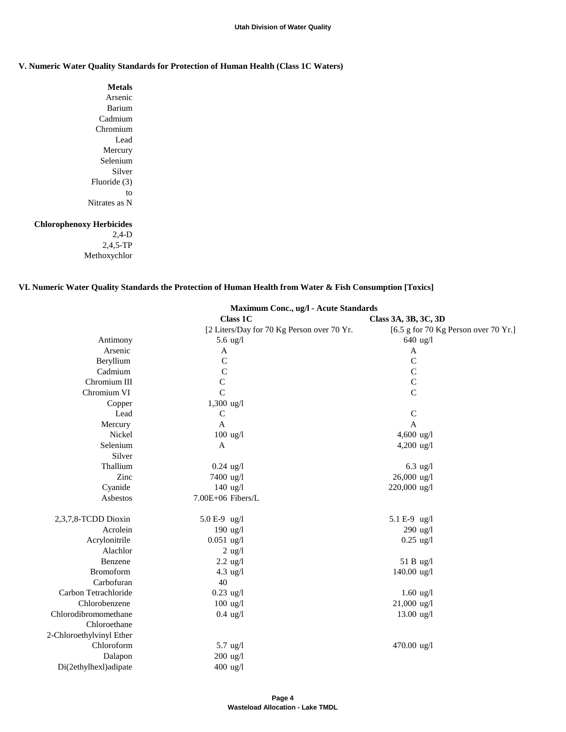### V. Numeric Water Quality Standards for Protection of Human Health (Class 1C Waters)

| **Metals** |
|---|
| Arsenic |
| Barium |
| Cadmium |
| Chromium |
| Lead |
| Mercury |
| Selenium |
| Silver |
| Fluoride (3) |
| to |
| Nitrates as N |

| **Chlorophenoxy Herbicides** |
|---|
| 2,4-D |
| 2,4,5-TP |
| Methoxychlor |

### VI. Numeric Water Quality Standards the Protection of Human Health from Water & Fish Consumption [Toxics]

| | Maximum Conc., ug/l - Acute Standards | |
|---|---|---|
| | **Class 1C** | **Class 3A, 3B, 3C, 3D** |
| | [2 Liters/Day for 70 Kg Person over 70 Yr. | [6.5 g for 70 Kg Person over 70 Yr.] |
| Antimony | 5.6 ug/l | 640 ug/l |
| Arsenic | A | A |
| Beryllium | C | C |
| Cadmium | C | C |
| Chromium III | C | C |
| Chromium VI | C | C |
| Copper | 1,300 ug/l | |
| Lead | C | C |
| Mercury | A | A |
| Nickel | 100 ug/l | 4,600 ug/l |
| Selenium | A | 4,200 ug/l |
| Silver | | |
| Thallium | 0.24 ug/l | 6.3 ug/l |
| Zinc | 7400 ug/l | 26,000 ug/l |
| Cyanide | 140 ug/l | 220,000 ug/l |
| Asbestos | 7.00E+06 Fibers/L | |
| | | |
| 2,3,7,8-TCDD Dioxin | 5.0 E-9 ug/l | 5.1 E-9 ug/l |
| Acrolein | 190 ug/l | 290 ug/l |
| Acrylonitrile | 0.051 ug/l | 0.25 ug/l |
| Alachlor | 2 ug/l | |
| Benzene | 2.2 ug/l | 51 B ug/l |
| Bromoform | 4.3 ug/l | 140.00 ug/l |
| Carbofuran | 40 | |
| Carbon Tetrachloride | 0.23 ug/l | 1.60 ug/l |
| Chlorobenzene | 100 ug/l | 21,000 ug/l |
| Chlorodibromomethane | 0.4 ug/l | 13.00 ug/l |
| Chloroethane | | |
| 2-Chloroethylvinyl Ether | | |
| Chloroform | 5.7 ug/l | 470.00 ug/l |
| Dalapon | 200 ug/l | |
| Di(2ethylhexl)adipate | 400 ug/l | |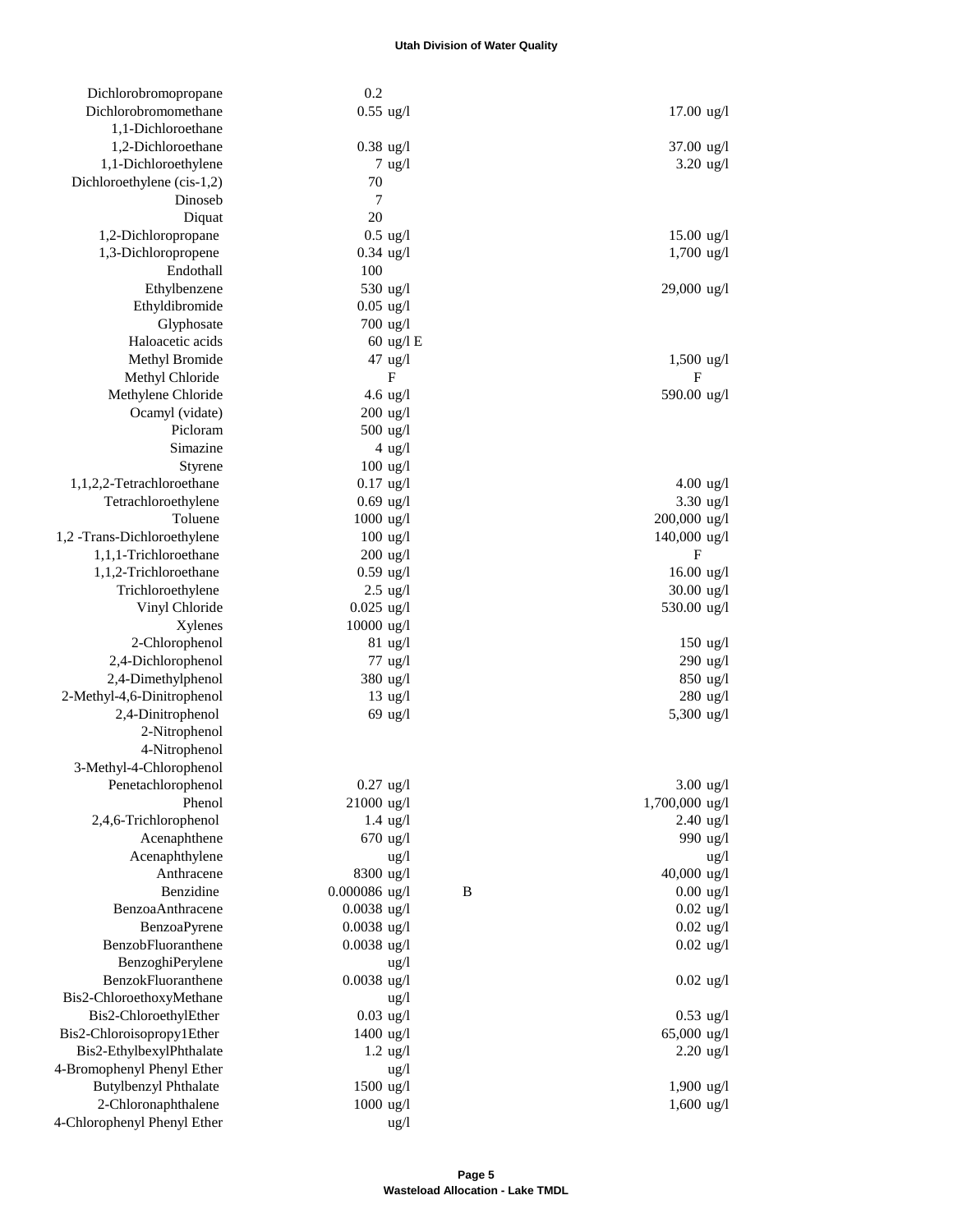| | | | |
|---|---|---|---|
| Dichlorobromopropane | 0.2 | | |
| Dichlorobromomethane | 0.55 ug/l | | 17.00 ug/l |
| 1,1-Dichloroethane | | | |
| 1,2-Dichloroethane | 0.38 ug/l | | 37.00 ug/l |
| 1,1-Dichloroethylene | 7 ug/l | | 3.20 ug/l |
| Dichloroethylene (cis-1,2) | 70 | | |
| Dinoseb | 7 | | |
| Diquat | 20 | | |
| 1,2-Dichloropropane | 0.5 ug/l | | 15.00 ug/l |
| 1,3-Dichloropropene | 0.34 ug/l | | 1,700 ug/l |
| Endothall | 100 | | |
| Ethylbenzene | 530 ug/l | | 29,000 ug/l |
| Ethyldibromide | 0.05 ug/l | | |
| Glyphosate | 700 ug/l | | |
| Haloacetic acids | 60 ug/l E | | |
| Methyl Bromide | 47 ug/l | | 1,500 ug/l |
| Methyl Chloride | F | | F |
| Methylene Chloride | 4.6 ug/l | | 590.00 ug/l |
| Ocamyl (vidate) | 200 ug/l | | |
| Picloram | 500 ug/l | | |
| Simazine | 4 ug/l | | |
| Styrene | 100 ug/l | | |
| 1,1,2,2-Tetrachloroethane | 0.17 ug/l | | 4.00 ug/l |
| Tetrachloroethylene | 0.69 ug/l | | 3.30 ug/l |
| Toluene | 1000 ug/l | | 200,000 ug/l |
| 1,2 -Trans-Dichloroethylene | 100 ug/l | | 140,000 ug/l |
| 1,1,1-Trichloroethane | 200 ug/l | | F |
| 1,1,2-Trichloroethane | 0.59 ug/l | | 16.00 ug/l |
| Trichloroethylene | 2.5 ug/l | | 30.00 ug/l |
| Vinyl Chloride | 0.025 ug/l | | 530.00 ug/l |
| Xylenes | 10000 ug/l | | |
| 2-Chlorophenol | 81 ug/l | | 150 ug/l |
| 2,4-Dichlorophenol | 77 ug/l | | 290 ug/l |
| 2,4-Dimethylphenol | 380 ug/l | | 850 ug/l |
| 2-Methyl-4,6-Dinitrophenol | 13 ug/l | | 280 ug/l |
| 2,4-Dinitrophenol | 69 ug/l | | 5,300 ug/l |
| 2-Nitrophenol | | | |
| 4-Nitrophenol | | | |
| 3-Methyl-4-Chlorophenol | | | |
| Penetachlorophenol | 0.27 ug/l | | 3.00 ug/l |
| Phenol | 21000 ug/l | | 1,700,000 ug/l |
| 2,4,6-Trichlorophenol | 1.4 ug/l | | 2.40 ug/l |
| Acenaphthene | 670 ug/l | | 990 ug/l |
| Acenaphthylene | ug/l | | ug/l |
| Anthracene | 8300 ug/l | | 40,000 ug/l |
| Benzidine | 0.000086 ug/l | B | 0.00 ug/l |
| BenzoaAnthracene | 0.0038 ug/l | | 0.02 ug/l |
| BenzoaPyrene | 0.0038 ug/l | | 0.02 ug/l |
| BenzobFluoranthene | 0.0038 ug/l | | 0.02 ug/l |
| BenzoghiPerylene | ug/l | | |
| BenzokFluoranthene | 0.0038 ug/l | | 0.02 ug/l |
| Bis2-ChloroethoxyMethane | ug/l | | |
| Bis2-ChloroethylEther | 0.03 ug/l | | 0.53 ug/l |
| Bis2-Chloroisopropy1Ether | 1400 ug/l | | 65,000 ug/l |
| Bis2-EthylbexylPhthalate | 1.2 ug/l | | 2.20 ug/l |
| 4-Bromophenyl Phenyl Ether | ug/l | | |
| Butylbenzyl Phthalate | 1500 ug/l | | 1,900 ug/l |
| 2-Chloronaphthalene | 1000 ug/l | | 1,600 ug/l |
| 4-Chlorophenyl Phenyl Ether | ug/l | | |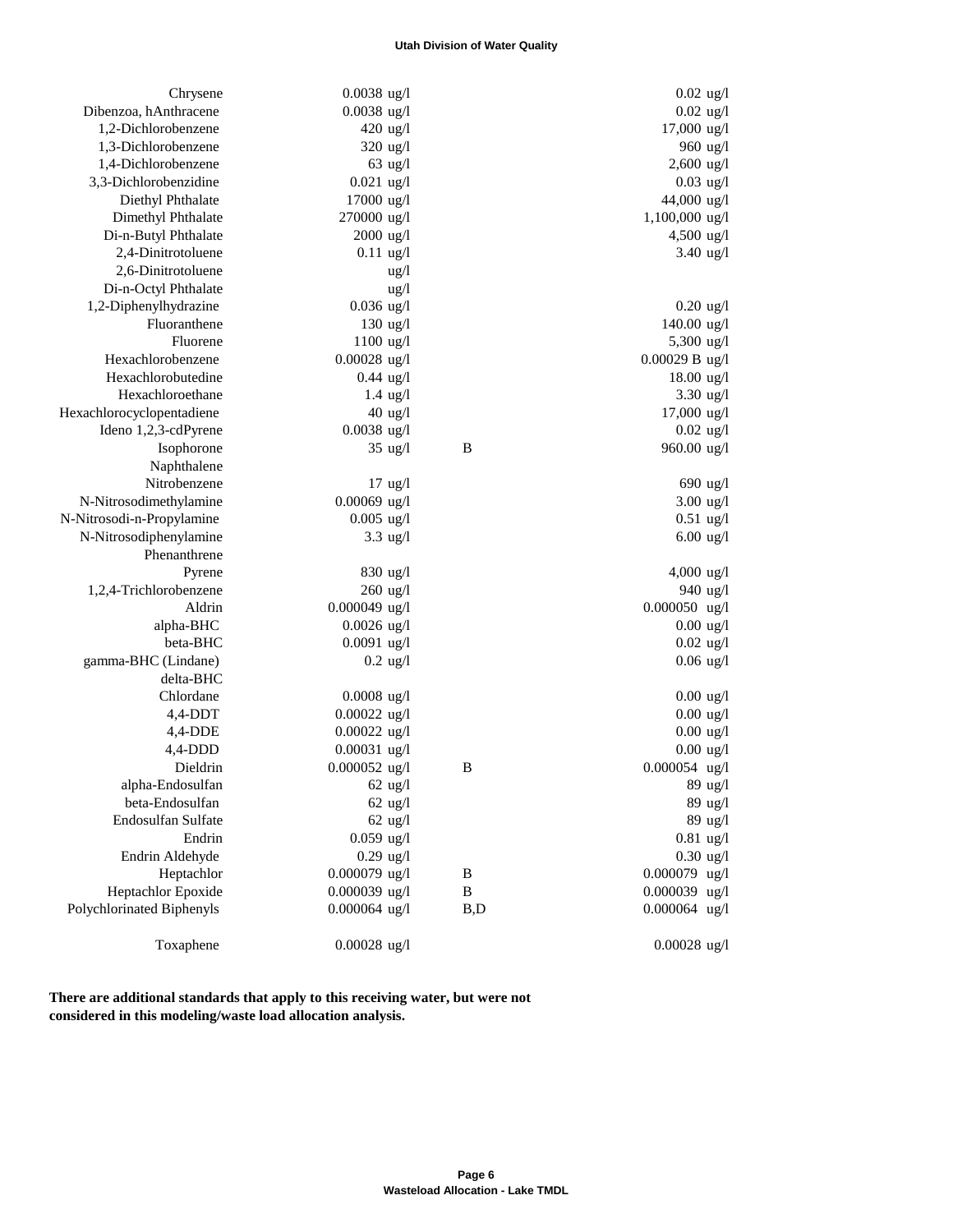| | | | |
|---|---|---|---|
| Chrysene | 0.0038 ug/l | | 0.02 ug/l |
| Dibenzoa, hAnthracene | 0.0038 ug/l | | 0.02 ug/l |
| 1,2-Dichlorobenzene | 420 ug/l | | 17,000 ug/l |
| 1,3-Dichlorobenzene | 320 ug/l | | 960 ug/l |
| 1,4-Dichlorobenzene | 63 ug/l | | 2,600 ug/l |
| 3,3-Dichlorobenzidine | 0.021 ug/l | | 0.03 ug/l |
| Diethyl Phthalate | 17000 ug/l | | 44,000 ug/l |
| Dimethyl Phthalate | 270000 ug/l | | 1,100,000 ug/l |
| Di-n-Butyl Phthalate | 2000 ug/l | | 4,500 ug/l |
| 2,4-Dinitrotoluene | 0.11 ug/l | | 3.40 ug/l |
| 2,6-Dinitrotoluene | ug/l | | |
| Di-n-Octyl Phthalate | ug/l | | |
| 1,2-Diphenylhydrazine | 0.036 ug/l | | 0.20 ug/l |
| Fluoranthene | 130 ug/l | | 140.00 ug/l |
| Fluorene | 1100 ug/l | | 5,300 ug/l |
| Hexachlorobenzene | 0.00028 ug/l | | 0.00029 B ug/l |
| Hexachlorobutedine | 0.44 ug/l | | 18.00 ug/l |
| Hexachloroethane | 1.4 ug/l | | 3.30 ug/l |
| Hexachlorocyclopentadiene | 40 ug/l | | 17,000 ug/l |
| Ideno 1,2,3-cdPyrene | 0.0038 ug/l | | 0.02 ug/l |
| Isophorone | 35 ug/l | B | 960.00 ug/l |
| Naphthalene | | | |
| Nitrobenzene | 17 ug/l | | 690 ug/l |
| N-Nitrosodimethylamine | 0.00069 ug/l | | 3.00 ug/l |
| N-Nitrosodi-n-Propylamine | 0.005 ug/l | | 0.51 ug/l |
| N-Nitrosodiphenylamine | 3.3 ug/l | | 6.00 ug/l |
| Phenanthrene | | | |
| Pyrene | 830 ug/l | | 4,000 ug/l |
| 1,2,4-Trichlorobenzene | 260 ug/l | | 940 ug/l |
| Aldrin | 0.000049 ug/l | | 0.000050 ug/l |
| alpha-BHC | 0.0026 ug/l | | 0.00 ug/l |
| beta-BHC | 0.0091 ug/l | | 0.02 ug/l |
| gamma-BHC (Lindane) | 0.2 ug/l | | 0.06 ug/l |
| delta-BHC | | | |
| Chlordane | 0.0008 ug/l | | 0.00 ug/l |
| 4,4-DDT | 0.00022 ug/l | | 0.00 ug/l |
| 4,4-DDE | 0.00022 ug/l | | 0.00 ug/l |
| 4,4-DDD | 0.00031 ug/l | | 0.00 ug/l |
| Dieldrin | 0.000052 ug/l | B | 0.000054 ug/l |
| alpha-Endosulfan | 62 ug/l | | 89 ug/l |
| beta-Endosulfan | 62 ug/l | | 89 ug/l |
| Endosulfan Sulfate | 62 ug/l | | 89 ug/l |
| Endrin | 0.059 ug/l | | 0.81 ug/l |
| Endrin Aldehyde | 0.29 ug/l | | 0.30 ug/l |
| Heptachlor | 0.000079 ug/l | B | 0.000079 ug/l |
| Heptachlor Epoxide | 0.000039 ug/l | B | 0.000039 ug/l |
| Polychlorinated Biphenyls | 0.000064 ug/l | B,D | 0.000064 ug/l |
| Toxaphene | 0.00028 ug/l | | 0.00028 ug/l |

**There are additional standards that apply to this receiving water, but were not considered in this modeling/waste load allocation analysis.**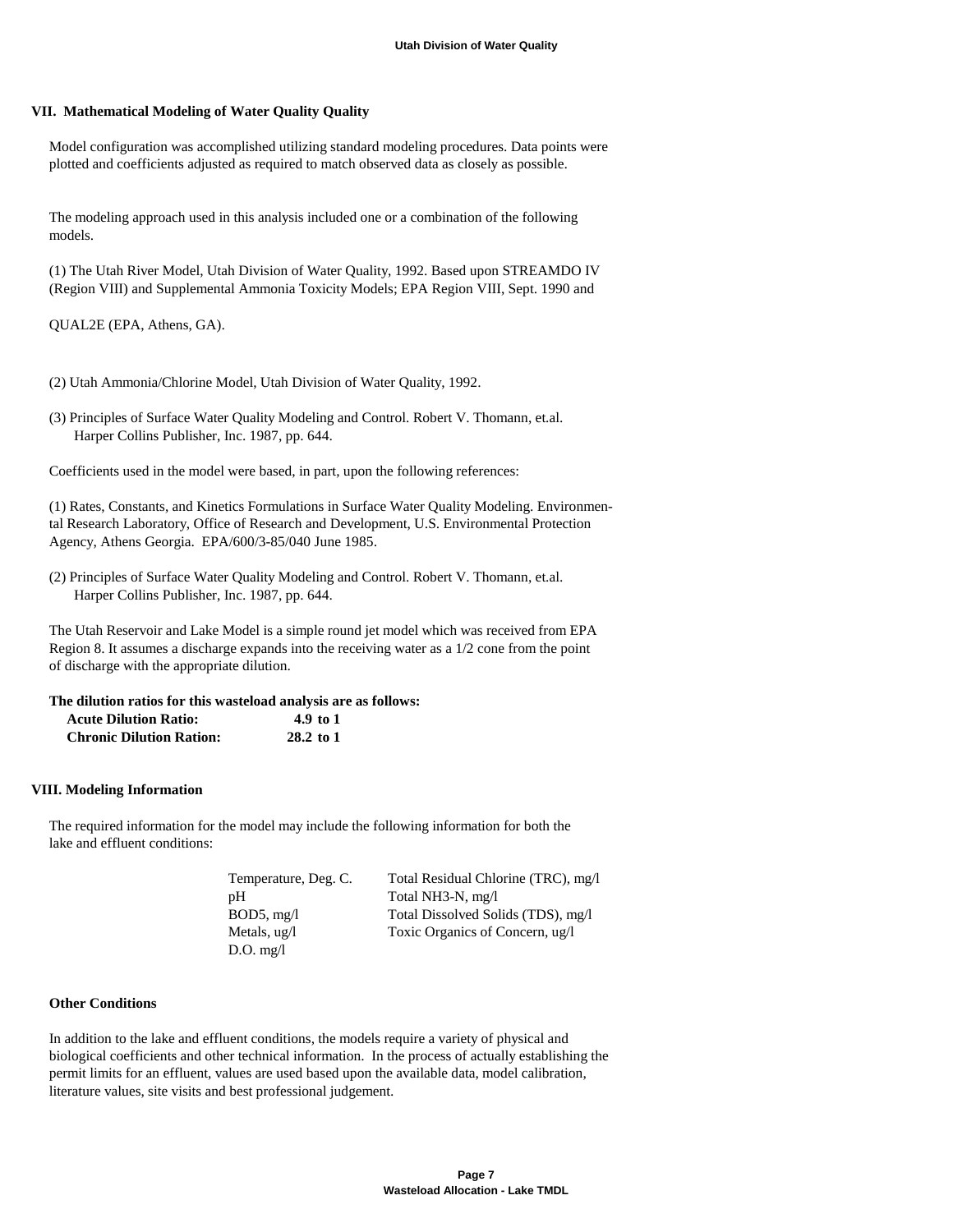## VII. Mathematical Modeling of Water Quality Quality

Model configuration was accomplished utilizing standard modeling procedures. Data points were plotted and coefficients adjusted as required to match observed data as closely as possible.

The modeling approach used in this analysis included one or a combination of the following models.

(1) The Utah River Model, Utah Division of Water Quality, 1992. Based upon STREAMDO IV (Region VIII) and Supplemental Ammonia Toxicity Models; EPA Region VIII, Sept. 1990 and

QUAL2E (EPA, Athens, GA).

(2) Utah Ammonia/Chlorine Model, Utah Division of Water Quality, 1992.

(3) Principles of Surface Water Quality Modeling and Control. Robert V. Thomann, et.al. Harper Collins Publisher, Inc. 1987, pp. 644.

Coefficients used in the model were based, in part, upon the following references:

(1) Rates, Constants, and Kinetics Formulations in Surface Water Quality Modeling. Environmental Research Laboratory, Office of Research and Development, U.S. Environmental Protection Agency, Athens Georgia. EPA/600/3-85/040 June 1985.

(2) Principles of Surface Water Quality Modeling and Control. Robert V. Thomann, et.al. Harper Collins Publisher, Inc. 1987, pp. 644.

The Utah Reservoir and Lake Model is a simple round jet model which was received from EPA Region 8. It assumes a discharge expands into the receiving water as a 1/2 cone from the point of discharge with the appropriate dilution.

**The dilution ratios for this wasteload analysis are as follows:**

| | |
|---|---|
| **Acute Dilution Ratio:** | **4.9 to 1** |
| **Chronic Dilution Ration:** | **28.2 to 1** |

## VIII. Modeling Information

The required information for the model may include the following information for both the lake and effluent conditions:

| | |
|---|---|
| Temperature, Deg. C. | Total Residual Chlorine (TRC), mg/l |
| pH | Total NH3-N, mg/l |
| BOD5, mg/l | Total Dissolved Solids (TDS), mg/l |
| Metals, ug/l | Toxic Organics of Concern, ug/l |
| D.O. mg/l | |

### Other Conditions

In addition to the lake and effluent conditions, the models require a variety of physical and biological coefficients and other technical information. In the process of actually establishing the permit limits for an effluent, values are used based upon the available data, model calibration, literature values, site visits and best professional judgement.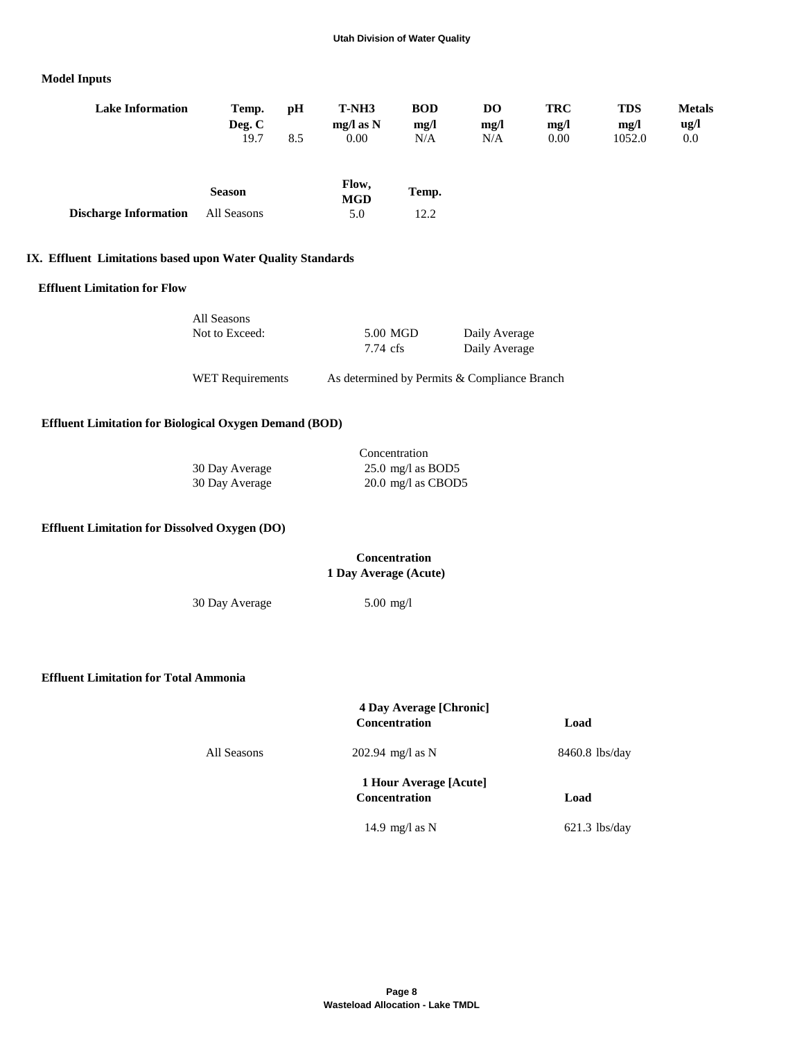## Model Inputs

| Lake Information | Temp. Deg. C | pH | T-NH3 mg/l as N | BOD mg/l | DO mg/l | TRC mg/l | TDS mg/l | Metals ug/l |
|---|---|---|---|---|---|---|---|---|
| | 19.7 | 8.5 | 0.00 | N/A | N/A | 0.00 | 1052.0 | 0.0 |

| | Season | Flow, MGD | Temp. |
|---|---|---|---|
| **Discharge Information** | All Seasons | 5.0 | 12.2 |

## IX. Effluent Limitations based upon Water Quality Standards

### Effluent Limitation for Flow

| All Seasons | | |
|---|---|---|
| Not to Exceed: | 5.00 MGD | Daily Average |
| | 7.74 cfs | Daily Average |

WET Requirements — As determined by Permits & Compliance Branch

### Effluent Limitation for Biological Oxygen Demand (BOD)

| | Concentration |
|---|---|
| 30 Day Average | 25.0 mg/l as BOD5 |
| 30 Day Average | 20.0 mg/l as CBOD5 |

### Effluent Limitation for Dissolved Oxygen (DO)

| | **Concentration 1 Day Average (Acute)** |
|---|---|
| 30 Day Average | 5.00 mg/l |

### Effluent Limitation for Total Ammonia

| | **4 Day Average [Chronic] Concentration** | **Load** |
|---|---|---|
| All Seasons | 202.94 mg/l as N | 8460.8 lbs/day |
| | **1 Hour Average [Acute] Concentration** | **Load** |
| | 14.9 mg/l as N | 621.3 lbs/day |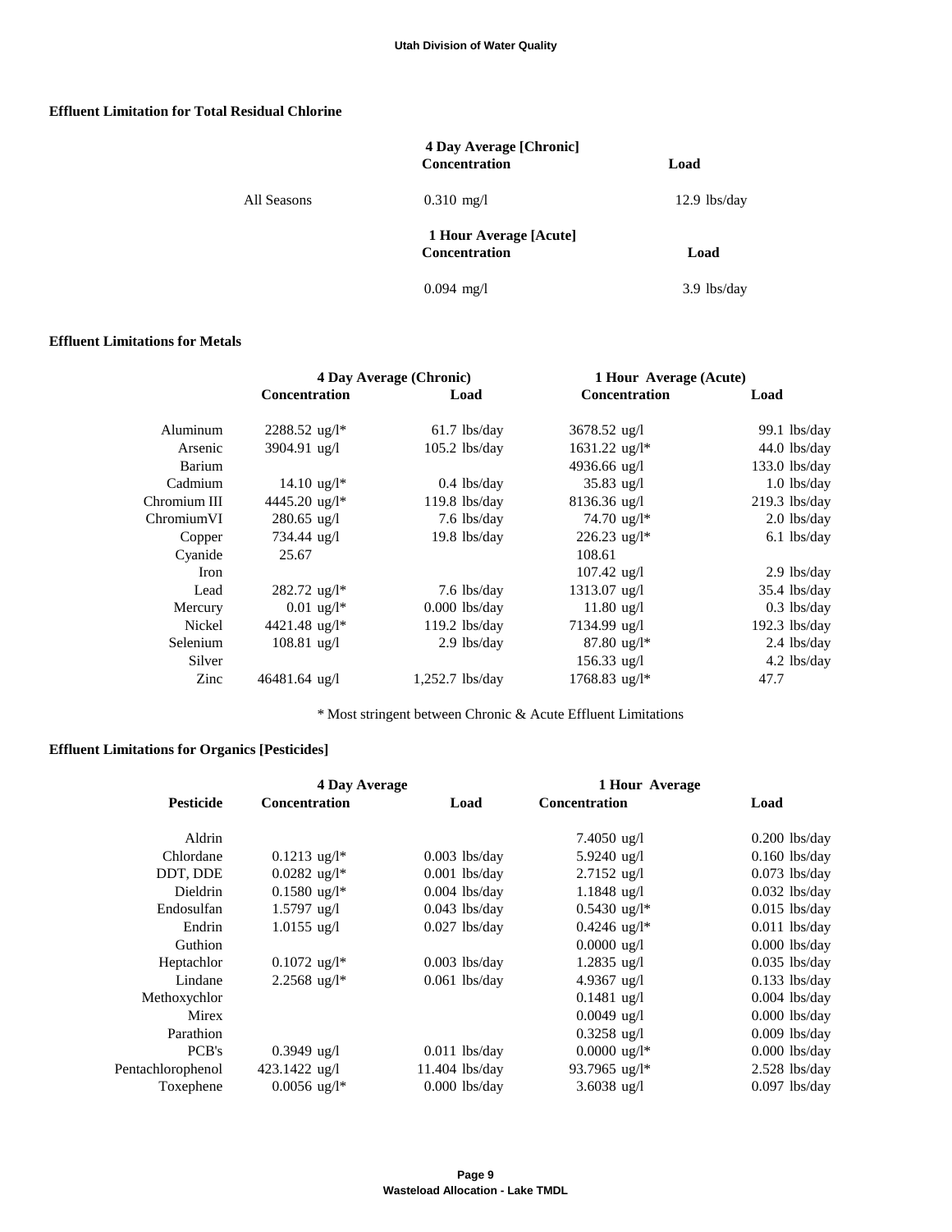## Effluent Limitation for Total Residual Chlorine

| | 4 Day Average [Chronic] Concentration | Load |
|---|---|---|
| All Seasons | 0.310 mg/l | 12.9 lbs/day |
| | **1 Hour Average [Acute] Concentration** | **Load** |
| | 0.094 mg/l | 3.9 lbs/day |

## Effluent Limitations for Metals

| | 4 Day Average (Chronic) | | 1 Hour Average (Acute) | |
|---|---|---|---|---|
| | **Concentration** | **Load** | **Concentration** | **Load** |
| Aluminum | 2288.52 ug/l* | 61.7 lbs/day | 3678.52 ug/l | 99.1 lbs/day |
| Arsenic | 3904.91 ug/l | 105.2 lbs/day | 1631.22 ug/l* | 44.0 lbs/day |
| Barium | | | 4936.66 ug/l | 133.0 lbs/day |
| Cadmium | 14.10 ug/l* | 0.4 lbs/day | 35.83 ug/l | 1.0 lbs/day |
| Chromium III | 4445.20 ug/l* | 119.8 lbs/day | 8136.36 ug/l | 219.3 lbs/day |
| ChromiumVI | 280.65 ug/l | 7.6 lbs/day | 74.70 ug/l* | 2.0 lbs/day |
| Copper | 734.44 ug/l | 19.8 lbs/day | 226.23 ug/l* | 6.1 lbs/day |
| Cyanide | 25.67 | | 108.61 | |
| Iron | | | 107.42 ug/l | 2.9 lbs/day |
| Lead | 282.72 ug/l* | 7.6 lbs/day | 1313.07 ug/l | 35.4 lbs/day |
| Mercury | 0.01 ug/l* | 0.000 lbs/day | 11.80 ug/l | 0.3 lbs/day |
| Nickel | 4421.48 ug/l* | 119.2 lbs/day | 7134.99 ug/l | 192.3 lbs/day |
| Selenium | 108.81 ug/l | 2.9 lbs/day | 87.80 ug/l* | 2.4 lbs/day |
| Silver | | | 156.33 ug/l | 4.2 lbs/day |
| Zinc | 46481.64 ug/l | 1,252.7 lbs/day | 1768.83 ug/l* | 47.7 |

\* Most stringent between Chronic & Acute Effluent Limitations

## Effluent Limitations for Organics [Pesticides]

| | 4 Day Average | | 1 Hour Average | |
|---|---|---|---|---|
| **Pesticide** | **Concentration** | **Load** | **Concentration** | **Load** |
| Aldrin | | | 7.4050 ug/l | 0.200 lbs/day |
| Chlordane | 0.1213 ug/l* | 0.003 lbs/day | 5.9240 ug/l | 0.160 lbs/day |
| DDT, DDE | 0.0282 ug/l* | 0.001 lbs/day | 2.7152 ug/l | 0.073 lbs/day |
| Dieldrin | 0.1580 ug/l* | 0.004 lbs/day | 1.1848 ug/l | 0.032 lbs/day |
| Endosulfan | 1.5797 ug/l | 0.043 lbs/day | 0.5430 ug/l* | 0.015 lbs/day |
| Endrin | 1.0155 ug/l | 0.027 lbs/day | 0.4246 ug/l* | 0.011 lbs/day |
| Guthion | | | 0.0000 ug/l | 0.000 lbs/day |
| Heptachlor | 0.1072 ug/l* | 0.003 lbs/day | 1.2835 ug/l | 0.035 lbs/day |
| Lindane | 2.2568 ug/l* | 0.061 lbs/day | 4.9367 ug/l | 0.133 lbs/day |
| Methoxychlor | | | 0.1481 ug/l | 0.004 lbs/day |
| Mirex | | | 0.0049 ug/l | 0.000 lbs/day |
| Parathion | | | 0.3258 ug/l | 0.009 lbs/day |
| PCB's | 0.3949 ug/l | 0.011 lbs/day | 0.0000 ug/l* | 0.000 lbs/day |
| Pentachlorophenol | 423.1422 ug/l | 11.404 lbs/day | 93.7965 ug/l* | 2.528 lbs/day |
| Toxephene | 0.0056 ug/l* | 0.000 lbs/day | 3.6038 ug/l | 0.097 lbs/day |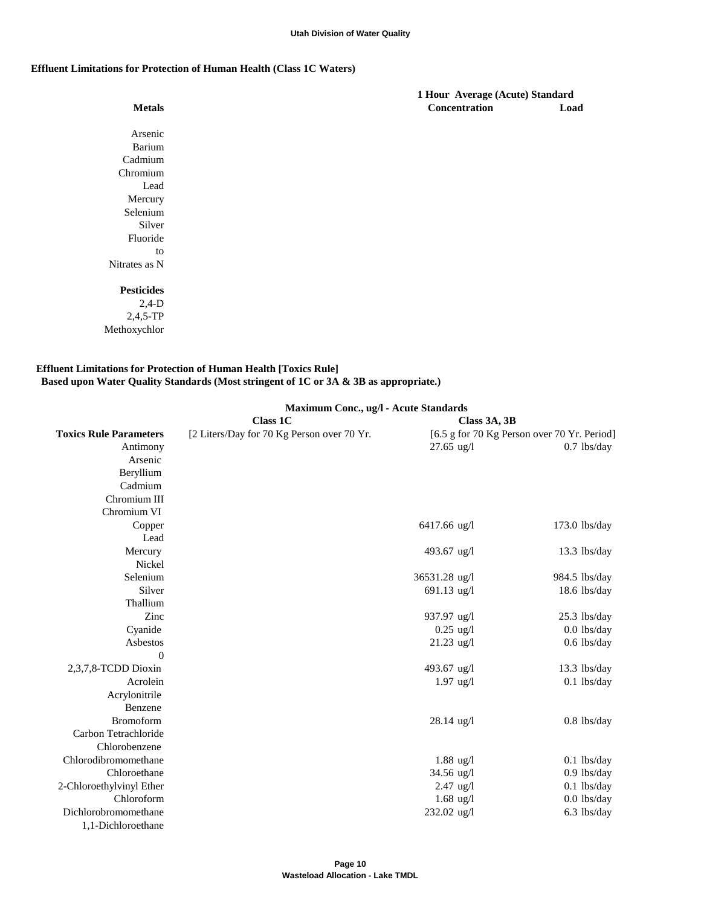**Effluent Limitations for Protection of Human Health (Class 1C Waters)**

| Metals | 1 Hour Average (Acute) Standard Concentration | Load |
|---|---|---|
| Arsenic | | |
| Barium | | |
| Cadmium | | |
| Chromium | | |
| Lead | | |
| Mercury | | |
| Selenium | | |
| Silver | | |
| Fluoride | | |
| to | | |
| Nitrates as N | | |
| **Pesticides** | | |
| 2,4-D | | |
| 2,4,5-TP | | |
| Methoxychlor | | |

**Effluent Limitations for Protection of Human Health [Toxics Rule]**
**Based upon Water Quality Standards (Most stringent of 1C or 3A & 3B as appropriate.)**

| | Maximum Conc., ug/l - Acute Standards | | |
|---|---|---|---|
| | Class 1C | Class 3A, 3B | |
| **Toxics Rule Parameters** | [2 Liters/Day for 70 Kg Person over 70 Yr. | [6.5 g for 70 Kg Person over 70 Yr. Period] | |
| Antimony | | 27.65 ug/l | 0.7 lbs/day |
| Arsenic | | | |
| Beryllium | | | |
| Cadmium | | | |
| Chromium III | | | |
| Chromium VI | | | |
| Copper | | 6417.66 ug/l | 173.0 lbs/day |
| Lead | | | |
| Mercury | | 493.67 ug/l | 13.3 lbs/day |
| Nickel | | | |
| Selenium | | 36531.28 ug/l | 984.5 lbs/day |
| Silver | | 691.13 ug/l | 18.6 lbs/day |
| Thallium | | | |
| Zinc | | 937.97 ug/l | 25.3 lbs/day |
| Cyanide | | 0.25 ug/l | 0.0 lbs/day |
| Asbestos | | 21.23 ug/l | 0.6 lbs/day |
| 0 | | | |
| 2,3,7,8-TCDD Dioxin | | 493.67 ug/l | 13.3 lbs/day |
| Acrolein | | 1.97 ug/l | 0.1 lbs/day |
| Acrylonitrile | | | |
| Benzene | | | |
| Bromoform | | 28.14 ug/l | 0.8 lbs/day |
| Carbon Tetrachloride | | | |
| Chlorobenzene | | | |
| Chlorodibromomethane | | 1.88 ug/l | 0.1 lbs/day |
| Chloroethane | | 34.56 ug/l | 0.9 lbs/day |
| 2-Chloroethylvinyl Ether | | 2.47 ug/l | 0.1 lbs/day |
| Chloroform | | 1.68 ug/l | 0.0 lbs/day |
| Dichlorobromomethane | | 232.02 ug/l | 6.3 lbs/day |
| 1,1-Dichloroethane | | | |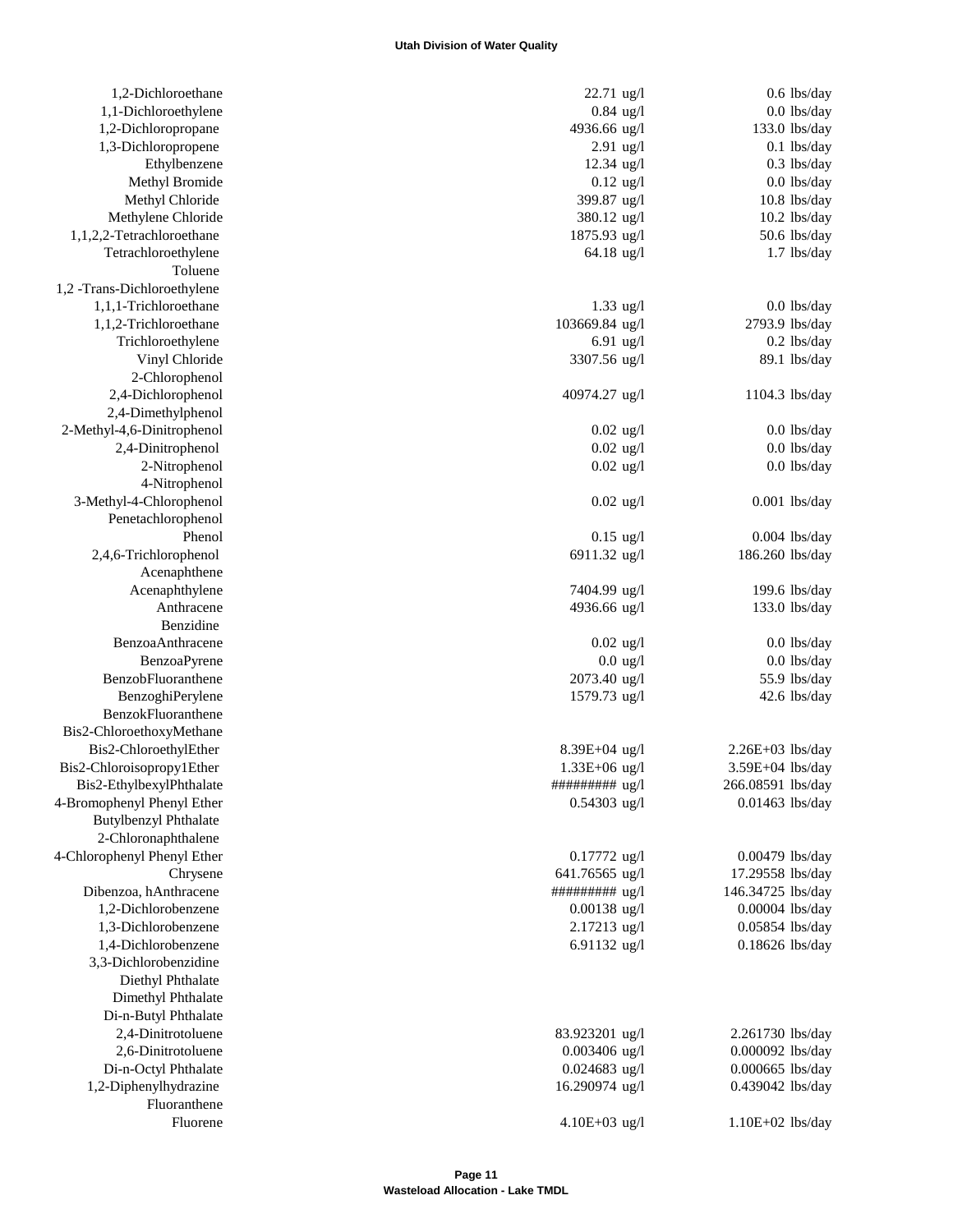| | | | | |
|---|---|---|---|---|
| 1,2-Dichloroethane | 22.71 | ug/l | 0.6 | lbs/day |
| 1,1-Dichloroethylene | 0.84 | ug/l | 0.0 | lbs/day |
| 1,2-Dichloropropane | 4936.66 | ug/l | 133.0 | lbs/day |
| 1,3-Dichloropropene | 2.91 | ug/l | 0.1 | lbs/day |
| Ethylbenzene | 12.34 | ug/l | 0.3 | lbs/day |
| Methyl Bromide | 0.12 | ug/l | 0.0 | lbs/day |
| Methyl Chloride | 399.87 | ug/l | 10.8 | lbs/day |
| Methylene Chloride | 380.12 | ug/l | 10.2 | lbs/day |
| 1,1,2,2-Tetrachloroethane | 1875.93 | ug/l | 50.6 | lbs/day |
| Tetrachloroethylene | 64.18 | ug/l | 1.7 | lbs/day |
| Toluene | | | | |
| 1,2 -Trans-Dichloroethylene | | | | |
| 1,1,1-Trichloroethane | 1.33 | ug/l | 0.0 | lbs/day |
| 1,1,2-Trichloroethane | 103669.84 | ug/l | 2793.9 | lbs/day |
| Trichloroethylene | 6.91 | ug/l | 0.2 | lbs/day |
| Vinyl Chloride | 3307.56 | ug/l | 89.1 | lbs/day |
| 2-Chlorophenol | | | | |
| 2,4-Dichlorophenol | 40974.27 | ug/l | 1104.3 | lbs/day |
| 2,4-Dimethylphenol | | | | |
| 2-Methyl-4,6-Dinitrophenol | 0.02 | ug/l | 0.0 | lbs/day |
| 2,4-Dinitrophenol | 0.02 | ug/l | 0.0 | lbs/day |
| 2-Nitrophenol | 0.02 | ug/l | 0.0 | lbs/day |
| 4-Nitrophenol | | | | |
| 3-Methyl-4-Chlorophenol | 0.02 | ug/l | 0.001 | lbs/day |
| Penetachlorophenol | | | | |
| Phenol | 0.15 | ug/l | 0.004 | lbs/day |
| 2,4,6-Trichlorophenol | 6911.32 | ug/l | 186.260 | lbs/day |
| Acenaphthene | | | | |
| Acenaphthylene | 7404.99 | ug/l | 199.6 | lbs/day |
| Anthracene | 4936.66 | ug/l | 133.0 | lbs/day |
| Benzidine | | | | |
| BenzoaAnthracene | 0.02 | ug/l | 0.0 | lbs/day |
| BenzoaPyrene | 0.0 | ug/l | 0.0 | lbs/day |
| BenzobFluoranthene | 2073.40 | ug/l | 55.9 | lbs/day |
| BenzoghiPerylene | 1579.73 | ug/l | 42.6 | lbs/day |
| BenzokFluoranthene | | | | |
| Bis2-ChloroethoxyMethane | | | | |
| Bis2-ChloroethylEther | 8.39E+04 | ug/l | 2.26E+03 | lbs/day |
| Bis2-Chloroisopropy1Ether | 1.33E+06 | ug/l | 3.59E+04 | lbs/day |
| Bis2-EthylbexylPhthalate | ######### | ug/l | 266.08591 | lbs/day |
| 4-Bromophenyl Phenyl Ether | 0.54303 | ug/l | 0.01463 | lbs/day |
| Butylbenzyl Phthalate | | | | |
| 2-Chloronaphthalene | | | | |
| 4-Chlorophenyl Phenyl Ether | 0.17772 | ug/l | 0.00479 | lbs/day |
| Chrysene | 641.76565 | ug/l | 17.29558 | lbs/day |
| Dibenzoa, hAnthracene | ######### | ug/l | 146.34725 | lbs/day |
| 1,2-Dichlorobenzene | 0.00138 | ug/l | 0.00004 | lbs/day |
| 1,3-Dichlorobenzene | 2.17213 | ug/l | 0.05854 | lbs/day |
| 1,4-Dichlorobenzene | 6.91132 | ug/l | 0.18626 | lbs/day |
| 3,3-Dichlorobenzidine | | | | |
| Diethyl Phthalate | | | | |
| Dimethyl Phthalate | | | | |
| Di-n-Butyl Phthalate | | | | |
| 2,4-Dinitrotoluene | 83.923201 | ug/l | 2.261730 | lbs/day |
| 2,6-Dinitrotoluene | 0.003406 | ug/l | 0.000092 | lbs/day |
| Di-n-Octyl Phthalate | 0.024683 | ug/l | 0.000665 | lbs/day |
| 1,2-Diphenylhydrazine | 16.290974 | ug/l | 0.439042 | lbs/day |
| Fluoranthene | | | | |
| Fluorene | 4.10E+03 | ug/l | 1.10E+02 | lbs/day |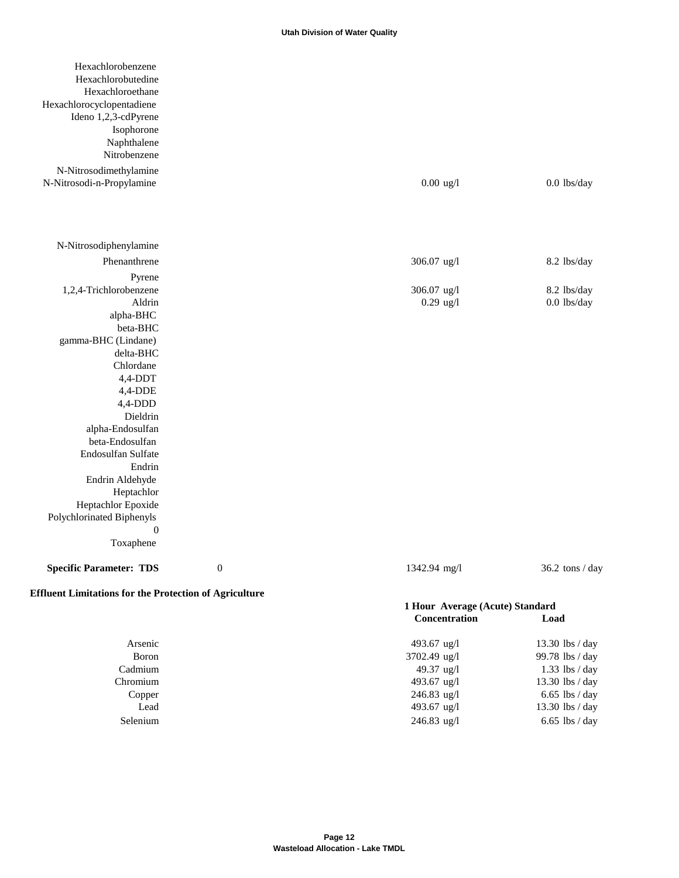| Parameter | | Concentration | Load |
|---|---|---|---|
| Hexachlorobenzene | | | |
| Hexachlorobutedine | | | |
| Hexachloroethane | | | |
| Hexachlorocyclopentadiene | | | |
| Ideno 1,2,3-cdPyrene | | | |
| Isophorone | | | |
| Naphthalene | | | |
| Nitrobenzene | | | |
| N-Nitrosodimethylamine | | | |
| N-Nitrosodi-n-Propylamine | | 0.00 ug/l | 0.0 lbs/day |
| N-Nitrosodiphenylamine | | | |
| Phenanthrene | | 306.07 ug/l | 8.2 lbs/day |
| Pyrene | | | |
| 1,2,4-Trichlorobenzene | | 306.07 ug/l | 8.2 lbs/day |
| Aldrin | | 0.29 ug/l | 0.0 lbs/day |
| alpha-BHC | | | |
| beta-BHC | | | |
| gamma-BHC (Lindane) | | | |
| delta-BHC | | | |
| Chlordane | | | |
| 4,4-DDT | | | |
| 4,4-DDE | | | |
| 4,4-DDD | | | |
| Dieldrin | | | |
| alpha-Endosulfan | | | |
| beta-Endosulfan | | | |
| Endosulfan Sulfate | | | |
| Endrin | | | |
| Endrin Aldehyde | | | |
| Heptachlor | | | |
| Heptachlor Epoxide | | | |
| Polychlorinated Biphenyls | | | |
| 0 | | | |
| Toxaphene | | | |
| **Specific Parameter: TDS** | 0 | 1342.94 mg/l | 36.2 tons / day |

**Effluent Limitations for the Protection of Agriculture**

| | 1 Hour Average (Acute) Standard | |
|---|---|---|
| | **Concentration** | **Load** |
| Arsenic | 493.67 ug/l | 13.30 lbs / day |
| Boron | 3702.49 ug/l | 99.78 lbs / day |
| Cadmium | 49.37 ug/l | 1.33 lbs / day |
| Chromium | 493.67 ug/l | 13.30 lbs / day |
| Copper | 246.83 ug/l | 6.65 lbs / day |
| Lead | 493.67 ug/l | 13.30 lbs / day |
| Selenium | 246.83 ug/l | 6.65 lbs / day |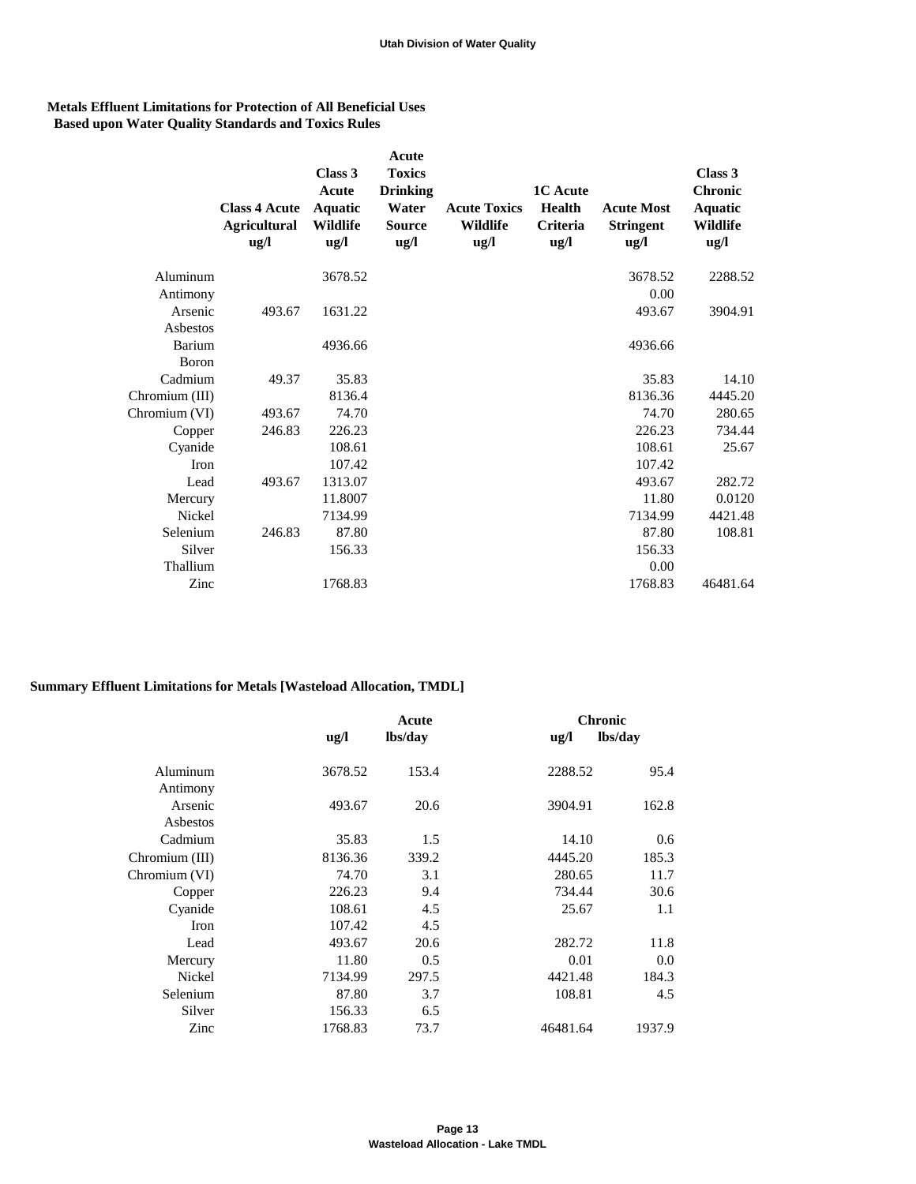## Metals Effluent Limitations for Protection of All Beneficial Uses Based upon Water Quality Standards and Toxics Rules

| | Class 4 Acute Agricultural ug/l | Class 3 Acute Aquatic Wildlife ug/l | Acute Toxics Drinking Water Source ug/l | Acute Toxics Wildlife ug/l | 1C Acute Health Criteria ug/l | Acute Most Stringent ug/l | Class 3 Chronic Aquatic Wildlife ug/l |
|---|---|---|---|---|---|---|---|
| Aluminum | | 3678.52 | | | | 3678.52 | 2288.52 |
| Antimony | | | | | | 0.00 | |
| Arsenic | 493.67 | 1631.22 | | | | 493.67 | 3904.91 |
| Asbestos | | | | | | | |
| Barium | | 4936.66 | | | | 4936.66 | |
| Boron | | | | | | | |
| Cadmium | 49.37 | 35.83 | | | | 35.83 | 14.10 |
| Chromium (III) | | 8136.4 | | | | 8136.36 | 4445.20 |
| Chromium (VI) | 493.67 | 74.70 | | | | 74.70 | 280.65 |
| Copper | 246.83 | 226.23 | | | | 226.23 | 734.44 |
| Cyanide | | 108.61 | | | | 108.61 | 25.67 |
| Iron | | 107.42 | | | | 107.42 | |
| Lead | 493.67 | 1313.07 | | | | 493.67 | 282.72 |
| Mercury | | 11.8007 | | | | 11.80 | 0.0120 |
| Nickel | | 7134.99 | | | | 7134.99 | 4421.48 |
| Selenium | 246.83 | 87.80 | | | | 87.80 | 108.81 |
| Silver | | 156.33 | | | | 156.33 | |
| Thallium | | | | | | 0.00 | |
| Zinc | | 1768.83 | | | | 1768.83 | 46481.64 |

## Summary Effluent Limitations for Metals [Wasteload Allocation, TMDL]

| | Acute | | Chronic | |
|---|---|---|---|---|
| | ug/l | lbs/day | ug/l | lbs/day |
| Aluminum | 3678.52 | 153.4 | 2288.52 | 95.4 |
| Antimony | | | | |
| Arsenic | 493.67 | 20.6 | 3904.91 | 162.8 |
| Asbestos | | | | |
| Cadmium | 35.83 | 1.5 | 14.10 | 0.6 |
| Chromium (III) | 8136.36 | 339.2 | 4445.20 | 185.3 |
| Chromium (VI) | 74.70 | 3.1 | 280.65 | 11.7 |
| Copper | 226.23 | 9.4 | 734.44 | 30.6 |
| Cyanide | 108.61 | 4.5 | 25.67 | 1.1 |
| Iron | 107.42 | 4.5 | | |
| Lead | 493.67 | 20.6 | 282.72 | 11.8 |
| Mercury | 11.80 | 0.5 | 0.01 | 0.0 |
| Nickel | 7134.99 | 297.5 | 4421.48 | 184.3 |
| Selenium | 87.80 | 3.7 | 108.81 | 4.5 |
| Silver | 156.33 | 6.5 | | |
| Zinc | 1768.83 | 73.7 | 46481.64 | 1937.9 |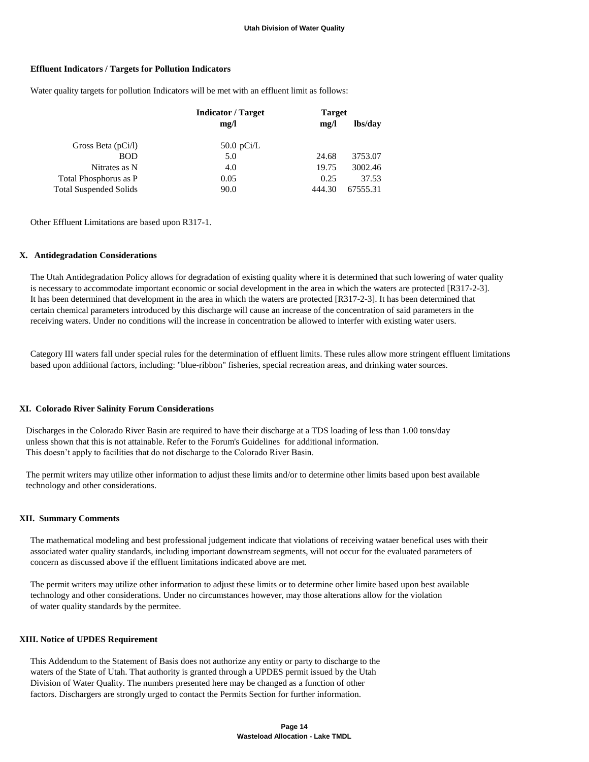**Effluent Indicators / Targets for Pollution Indicators**

Water quality targets for pollution Indicators will be met with an effluent limit as follows:

| | Indicator / Target | Target | |
|---|---|---|---|
| | mg/l | mg/l | lbs/day |
| Gross Beta (pCi/l) | 50.0 pCi/L | | |
| BOD | 5.0 | 24.68 | 3753.07 |
| Nitrates as N | 4.0 | 19.75 | 3002.46 |
| Total Phosphorus as P | 0.05 | 0.25 | 37.53 |
| Total Suspended Solids | 90.0 | 444.30 | 67555.31 |

Other Effluent Limitations are based upon R317-1.

## X. Antidegradation Considerations

The Utah Antidegradation Policy allows for degradation of existing quality where it is determined that such lowering of water quality is necessary to accommodate important economic or social development in the area in which the waters are protected [R317-2-3]. It has been determined that development in the area in which the waters are protected [R317-2-3]. It has been determined that certain chemical parameters introduced by this discharge will cause an increase of the concentration of said parameters in the receiving waters. Under no conditions will the increase in concentration be allowed to interfer with existing water users.

Category III waters fall under special rules for the determination of effluent limits. These rules allow more stringent effluent limitations based upon additional factors, including: "blue-ribbon" fisheries, special recreation areas, and drinking water sources.

## XI. Colorado River Salinity Forum Considerations

Discharges in the Colorado River Basin are required to have their discharge at a TDS loading of less than 1.00 tons/day unless shown that this is not attainable. Refer to the Forum's Guidelines for additional information. This doesn't apply to facilities that do not discharge to the Colorado River Basin.

The permit writers may utilize other information to adjust these limits and/or to determine other limits based upon best available technology and other considerations.

## XII. Summary Comments

The mathematical modeling and best professional judgement indicate that violations of receiving wataer benefical uses with their associated water quality standards, including important downstream segments, will not occur for the evaluated parameters of concern as discussed above if the effluent limitations indicated above are met.

The permit writers may utilize other information to adjust these limits or to determine other limite based upon best available technology and other considerations. Under no circumstances however, may those alterations allow for the violation of water quality standards by the permitee.

## XIII. Notice of UPDES Requirement

This Addendum to the Statement of Basis does not authorize any entity or party to discharge to the waters of the State of Utah. That authority is granted through a UPDES permit issued by the Utah Division of Water Quality. The numbers presented here may be changed as a function of other factors. Dischargers are strongly urged to contact the Permits Section for further information.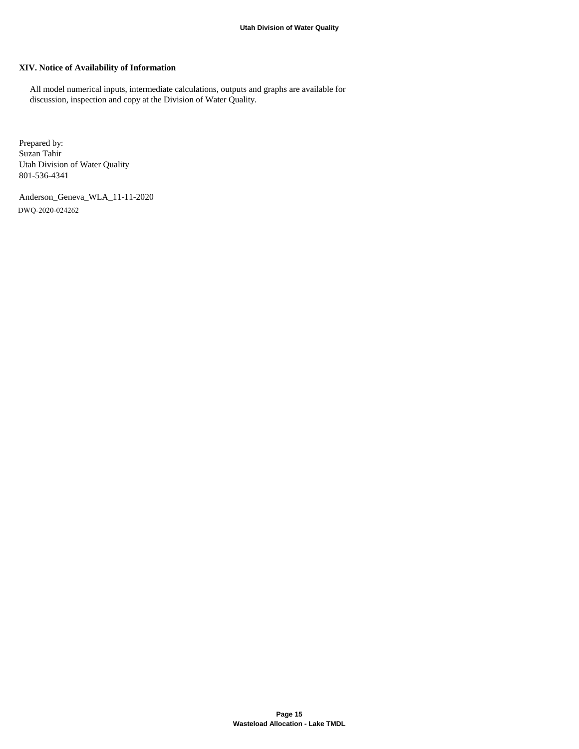## XIV. Notice of Availability of Information

All model numerical inputs, intermediate calculations, outputs and graphs are available for discussion, inspection and copy at the Division of Water Quality.

Prepared by:
Suzan Tahir
Utah Division of Water Quality
801-536-4341

Anderson_Geneva_WLA_11-11-2020
DWQ-2020-024262